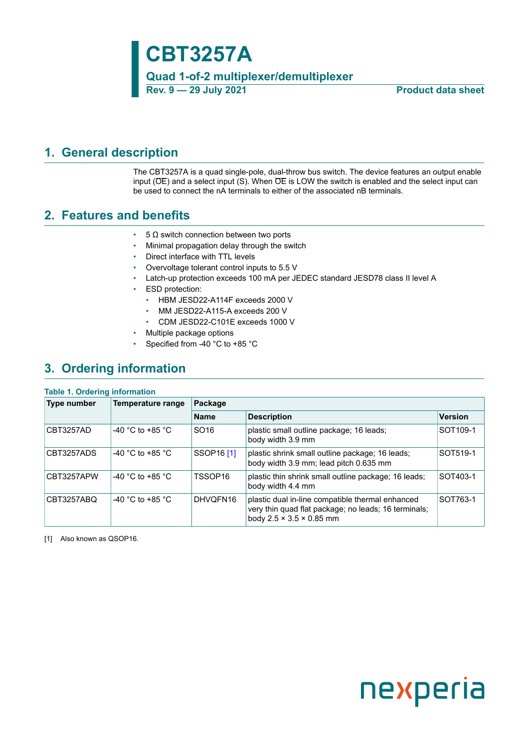# CBT3257A

**Quad 1-of-2 multiplexer/demultiplexer**

**Rev. 9 — 29 July 2021** **Product data sheet**

## 1. General description

The CBT3257A is a quad single-pole, dual-throw bus switch. The device features an output enable input ($\overline{OE}$) and a select input (S). When $\overline{OE}$ is LOW the switch is enabled and the select input can be used to connect the nA terminals to either of the associated nB terminals.

## 2. Features and benefits

- 5 Ω switch connection between two ports
- Minimal propagation delay through the switch
- Direct interface with TTL levels
- Overvoltage tolerant control inputs to 5.5 V
- Latch-up protection exceeds 100 mA per JEDEC standard JESD78 class II level A
- ESD protection:
  - HBM JESD22-A114F exceeds 2000 V
  - MM JESD22-A115-A exceeds 200 V
  - CDM JESD22-C101E exceeds 1000 V
- Multiple package options
- Specified from -40 °C to +85 °C

## 3. Ordering information

**Table 1. Ordering information**

| Type number | Temperature range | Package | | |
|---|---|---|---|---|
| | | Name | Description | Version |
| CBT3257AD | -40 °C to +85 °C | SO16 | plastic small outline package; 16 leads; body width 3.9 mm | SOT109-1 |
| CBT3257ADS | -40 °C to +85 °C | SSOP16 [1] | plastic shrink small outline package; 16 leads; body width 3.9 mm; lead pitch 0.635 mm | SOT519-1 |
| CBT3257APW | -40 °C to +85 °C | TSSOP16 | plastic thin shrink small outline package; 16 leads; body width 4.4 mm | SOT403-1 |
| CBT3257ABQ | -40 °C to +85 °C | DHVQFN16 | plastic dual in-line compatible thermal enhanced very thin quad flat package; no leads; 16 terminals; body 2.5 × 3.5 × 0.85 mm | SOT763-1 |

[1] Also known as QSOP16.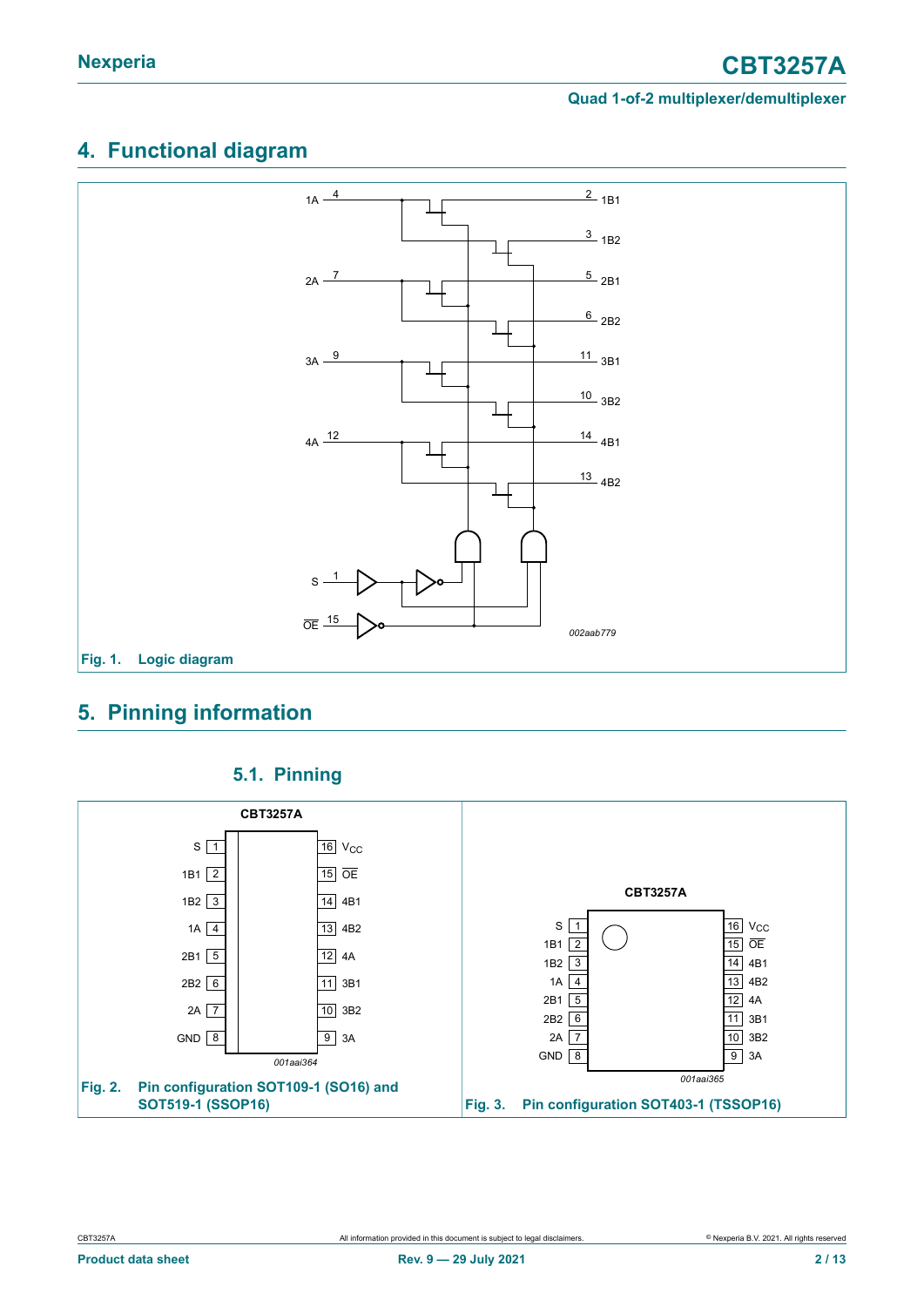## 4. Functional diagram

1A 4
2 1B1
3 1B2
2A 7
5 2B1
6 2B2
3A 9
11 3B1
10 3B2
4A 12
14 4B1
13 4B2
S 1
$\overline{OE}$ 15
002aab779

Fig. 1. Logic diagram

## 5. Pinning information

### 5.1. Pinning

CBT3257A

S 1
1B1 2
1B2 3
1A 4
2B1 5
2B2 6
2A 7
GND 8
16 $V_{CC}$
15 $\overline{OE}$
14 4B1
13 4B2
12 4A
11 3B1
10 3B2
9 3A

001aai364

Fig. 2. Pin configuration SOT109-1 (SO16) and SOT519-1 (SSOP16)

CBT3257A

S 1
1B1 2
1B2 3
1A 4
2B1 5
2B2 6
2A 7
GND 8
16 $V_{CC}$
15 $\overline{OE}$
14 4B1
13 4B2
12 4A
11 3B1
10 3B2
9 3A

001aai365

Fig. 3. Pin configuration SOT403-1 (TSSOP16)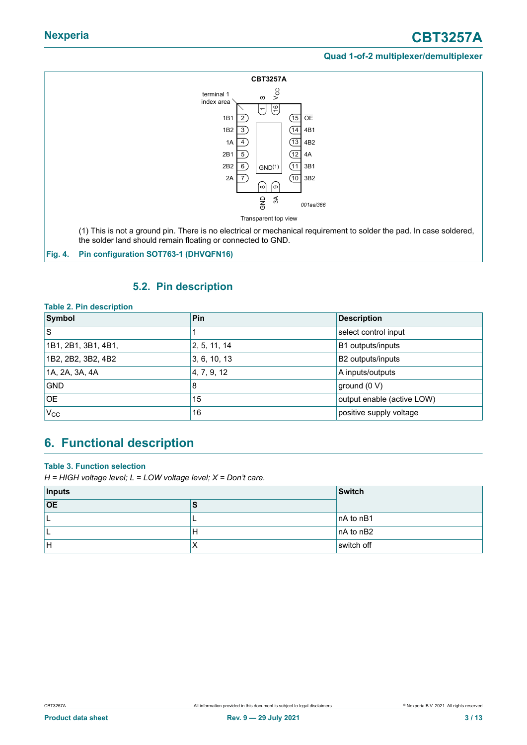CBT3257A

terminal 1 index area

S
V$_{CC}$

1
16

1B1 2
1B2 3
1A 4
2B1 5
2B2 6
2A 7

15 OE
14 4B1
13 4B2
12 4A
11 3B1
10 3B2

GND(1)

8
9

GND
3A

001aai366

Transparent top view

(1) This is not a ground pin. There is no electrical or mechanical requirement to solder the pad. In case soldered, the solder land should remain floating or connected to GND.

**Fig. 4. Pin configuration SOT763-1 (DHVQFN16)**

### 5.2. Pin description

**Table 2. Pin description**

| Symbol | Pin | Description |
|---|---|---|
| S | 1 | select control input |
| 1B1, 2B1, 3B1, 4B1, | 2, 5, 11, 14 | B1 outputs/inputs |
| 1B2, 2B2, 3B2, 4B2 | 3, 6, 10, 13 | B2 outputs/inputs |
| 1A, 2A, 3A, 4A | 4, 7, 9, 12 | A inputs/outputs |
| GND | 8 | ground (0 V) |
| OE | 15 | output enable (active LOW) |
| $V_{CC}$ | 16 | positive supply voltage |

## 6. Functional description

**Table 3. Function selection**

*H = HIGH voltage level; L = LOW voltage level; X = Don't care.*

| Inputs | | Switch |
|---|---|---|
| **OE** | **S** | |
| L | L | nA to nB1 |
| L | H | nA to nB2 |
| H | X | switch off |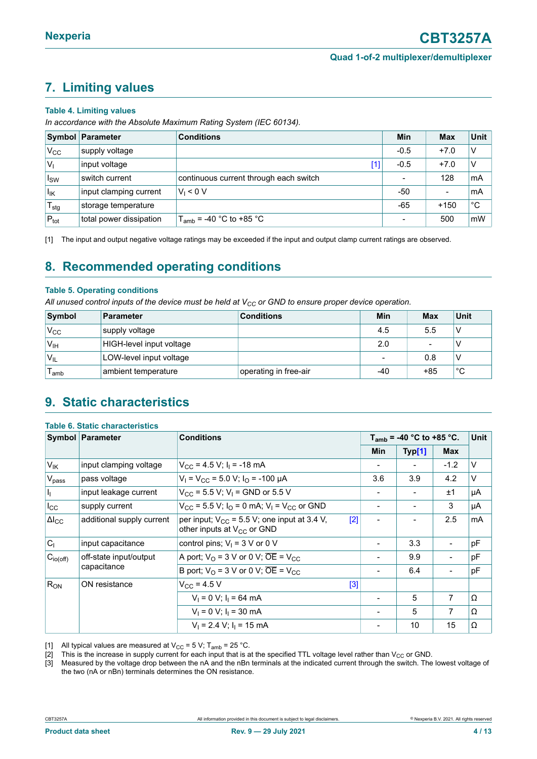## 7. Limiting values

**Table 4. Limiting values**

*In accordance with the Absolute Maximum Rating System (IEC 60134).*

| Symbol | Parameter | Conditions | Min | Max | Unit |
|---|---|---|---|---|---|
| $V_{CC}$ | supply voltage | | -0.5 | +7.0 | V |
| $V_I$ | input voltage | [1] | -0.5 | +7.0 | V |
| $I_{SW}$ | switch current | continuous current through each switch | - | 128 | mA |
| $I_{IK}$ | input clamping current | $V_I < 0$ V | -50 | - | mA |
| $T_{stg}$ | storage temperature | | -65 | +150 | °C |
| $P_{tot}$ | total power dissipation | $T_{amb}$ = -40 °C to +85 °C | - | 500 | mW |

[1] The input and output negative voltage ratings may be exceeded if the input and output clamp current ratings are observed.

## 8. Recommended operating conditions

**Table 5. Operating conditions**

*All unused control inputs of the device must be held at $V_{CC}$ or GND to ensure proper device operation.*

| Symbol | Parameter | Conditions | Min | Max | Unit |
|---|---|---|---|---|---|
| $V_{CC}$ | supply voltage | | 4.5 | 5.5 | V |
| $V_{IH}$ | HIGH-level input voltage | | 2.0 | - | V |
| $V_{IL}$ | LOW-level input voltage | | - | 0.8 | V |
| $T_{amb}$ | ambient temperature | operating in free-air | -40 | +85 | °C |

## 9. Static characteristics

**Table 6. Static characteristics**

| Symbol | Parameter | Conditions | $T_{amb}$ = -40 °C to +85 °C. | | | Unit |
|---|---|---|---|---|---|---|
| | | | Min | Typ[1] | Max | |
| $V_{IK}$ | input clamping voltage | $V_{CC}$ = 4.5 V; $I_I$ = -18 mA | - | - | -1.2 | V |
| $V_{pass}$ | pass voltage | $V_I = V_{CC}$ = 5.0 V; $I_O$ = -100 µA | 3.6 | 3.9 | 4.2 | V |
| $I_I$ | input leakage current | $V_{CC}$ = 5.5 V; $V_I$ = GND or 5.5 V | - | - | ±1 | µA |
| $I_{CC}$ | supply current | $V_{CC}$ = 5.5 V; $I_O$ = 0 mA; $V_I = V_{CC}$ or GND | - | - | 3 | µA |
| $\Delta I_{CC}$ | additional supply current | per input; $V_{CC}$ = 5.5 V; one input at 3.4 V, other inputs at $V_{CC}$ or GND [2] | - | - | 2.5 | mA |
| $C_I$ | input capacitance | control pins; $V_I$ = 3 V or 0 V | - | 3.3 | - | pF |
| $C_{io(off)}$ | off-state input/output capacitance | A port; $V_O$ = 3 V or 0 V; $\overline{OE} = V_{CC}$ | - | 9.9 | - | pF |
| | | B port; $V_O$ = 3 V or 0 V; $\overline{OE} = V_{CC}$ | - | 6.4 | - | pF |
| $R_{ON}$ | ON resistance | $V_{CC}$ = 4.5 V [3] | | | | |
| | | $V_I$ = 0 V; $I_I$ = 64 mA | - | 5 | 7 | Ω |
| | | $V_I$ = 0 V; $I_I$ = 30 mA | - | 5 | 7 | Ω |
| | | $V_I$ = 2.4 V; $I_I$ = 15 mA | - | 10 | 15 | Ω |

[1] All typical values are measured at $V_{CC}$ = 5 V; $T_{amb}$ = 25 °C.
[2] This is the increase in supply current for each input that is at the specified TTL voltage level rather than $V_{CC}$ or GND.
[3] Measured by the voltage drop between the nA and the nBn terminals at the indicated current through the switch. The lowest voltage of the two (nA or nBn) terminals determines the ON resistance.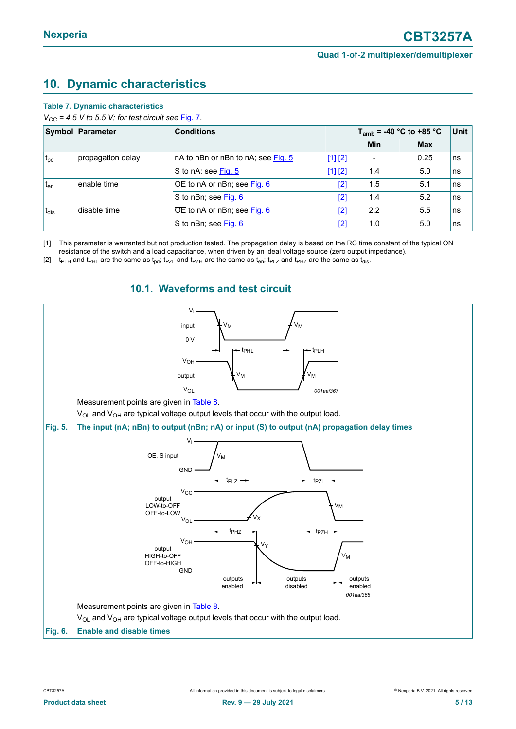## 10. Dynamic characteristics

**Table 7. Dynamic characteristics**

*$V_{CC}$ = 4.5 V to 5.5 V; for test circuit see Fig. 7.*

| Symbol | Parameter | Conditions | | $T_{amb}$ = -40 °C to +85 °C | | Unit |
|---|---|---|---|---|---|---|
| | | | | Min | Max | |
| $t_{pd}$ | propagation delay | nA to nBn or nBn to nA; see Fig. 5 | [1] [2] | - | 0.25 | ns |
| | | S to nA; see Fig. 5 | [1] [2] | 1.4 | 5.0 | ns |
| $t_{en}$ | enable time | $\overline{OE}$ to nA or nBn; see Fig. 6 | [2] | 1.5 | 5.1 | ns |
| | | S to nBn; see Fig. 6 | [2] | 1.4 | 5.2 | ns |
| $t_{dis}$ | disable time | $\overline{OE}$ to nA or nBn; see Fig. 6 | [2] | 2.2 | 5.5 | ns |
| | | S to nBn; see Fig. 6 | [2] | 1.0 | 5.0 | ns |

[1] This parameter is warranted but not production tested. The propagation delay is based on the RC time constant of the typical ON resistance of the switch and a load capacitance, when driven by an ideal voltage source (zero output impedance).

[2] $t_{PLH}$ and $t_{PHL}$ are the same as $t_{pd}$; $t_{PZL}$ and $t_{PZH}$ are the same as $t_{en}$; $t_{PLZ}$ and $t_{PHZ}$ are the same as $t_{dis}$.

### 10.1. Waveforms and test circuit

Measurement points are given in Table 8.

$V_{OL}$ and $V_{OH}$ are typical voltage output levels that occur with the output load.

**Fig. 5. The input (nA; nBn) to output (nBn; nA) or input (S) to output (nA) propagation delay times**

Measurement points are given in Table 8.

$V_{OL}$ and $V_{OH}$ are typical voltage output levels that occur with the output load.

**Fig. 6. Enable and disable times**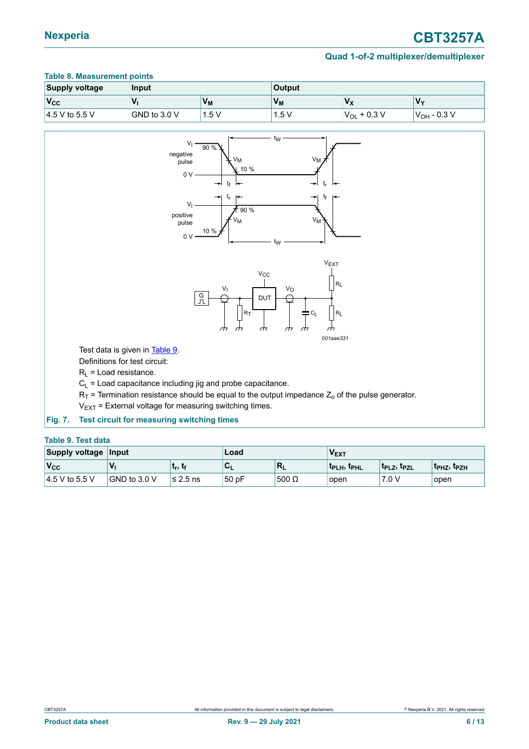**Table 8. Measurement points**

| Supply voltage | Input | | Output | | |
|---|---|---|---|---|---|
| $V_{CC}$ | $V_I$ | $V_M$ | $V_M$ | $V_X$ | $V_Y$ |
| 4.5 V to 5.5 V | GND to 3.0 V | 1.5 V | 1.5 V | $V_{OL}$ + 0.3 V | $V_{OH}$ - 0.3 V |

$V_I$
negative pulse
0 V
90 %
$V_M$
10 %
$t_W$
$V_M$
$t_f$
$t_r$
$t_r$
$t_f$
$V_I$
positive pulse
0 V
90 %
$V_M$
10 %
$V_M$
$t_W$

$V_{EXT}$
$V_{CC}$
$R_L$
G
$V_I$
DUT
$V_O$
$R_T$
$C_L$
$R_L$
001aae331

Test data is given in Table 9.

Definitions for test circuit:

$R_L$ = Load resistance.

$C_L$ = Load capacitance including jig and probe capacitance.

$R_T$ = Termination resistance should be equal to the output impedance $Z_o$ of the pulse generator.

$V_{EXT}$ = External voltage for measuring switching times.

**Fig. 7. Test circuit for measuring switching times**

**Table 9. Test data**

| Supply voltage | Input | | Load | | $V_{EXT}$ | | |
|---|---|---|---|---|---|---|---|
| $V_{CC}$ | $V_I$ | $t_r$, $t_f$ | $C_L$ | $R_L$ | $t_{PLH}$, $t_{PHL}$ | $t_{PLZ}$, $t_{PZL}$ | $t_{PHZ}$, $t_{PZH}$ |
| 4.5 V to 5.5 V | GND to 3.0 V | ≤ 2.5 ns | 50 pF | 500 Ω | open | 7.0 V | open |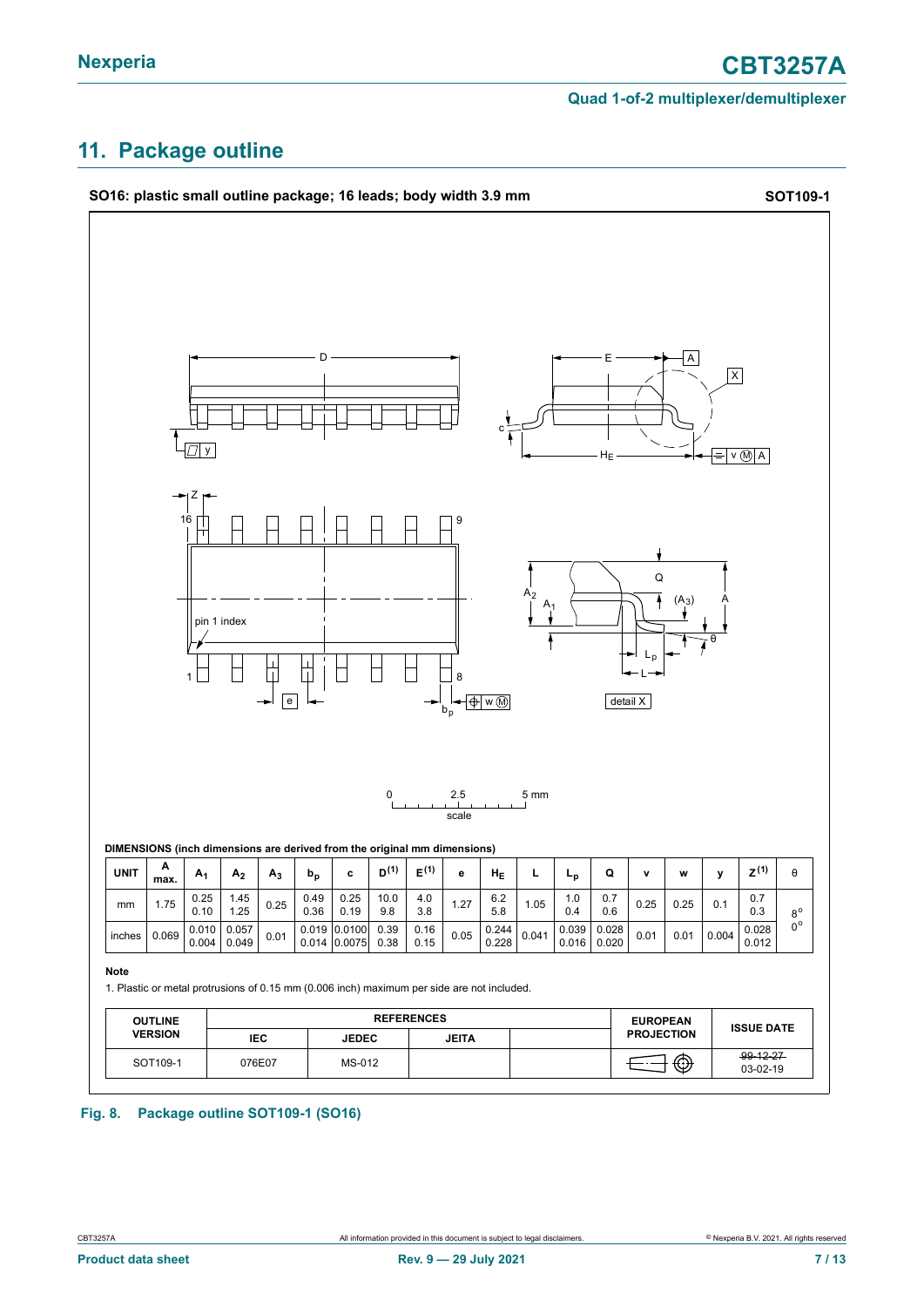## 11. Package outline

**SO16: plastic small outline package; 16 leads; body width 3.9 mm** **SOT109-1**

DIMENSIONS (inch dimensions are derived from the original mm dimensions)

| UNIT | A max. | $A_1$ | $A_2$ | $A_3$ | $b_p$ | c | $D^{(1)}$ | $E^{(1)}$ | e | $H_E$ | L | $L_p$ | Q | v | w | y | $Z^{(1)}$ | θ |
|---|---|---|---|---|---|---|---|---|---|---|---|---|---|---|---|---|---|---|
| mm | 1.75 | 0.25<br>0.10 | 1.45<br>1.25 | 0.25 | 0.49<br>0.36 | 0.25<br>0.19 | 10.0<br>9.8 | 4.0<br>3.8 | 1.27 | 6.2<br>5.8 | 1.05 | 1.0<br>0.4 | 0.7<br>0.6 | 0.25 | 0.25 | 0.1 | 0.7<br>0.3 | 8°<br>0° |
| inches | 0.069 | 0.010<br>0.004 | 0.057<br>0.049 | 0.01 | 0.019<br>0.014 | 0.0100<br>0.0075 | 0.39<br>0.38 | 0.16<br>0.15 | 0.05 | 0.244<br>0.228 | 0.041 | 0.039<br>0.016 | 0.028<br>0.020 | 0.01 | 0.01 | 0.004 | 0.028<br>0.012 | |

**Note**

1. Plastic or metal protrusions of 0.15 mm (0.006 inch) maximum per side are not included.

| OUTLINE VERSION | REFERENCES | | | | EUROPEAN PROJECTION | ISSUE DATE |
|---|---|---|---|---|---|---|
| | IEC | JEDEC | JEITA | | | |
| SOT109-1 | 076E07 | MS-012 | | | | ~~99-12-27~~<br>03-02-19 |

**Fig. 8. Package outline SOT109-1 (SO16)**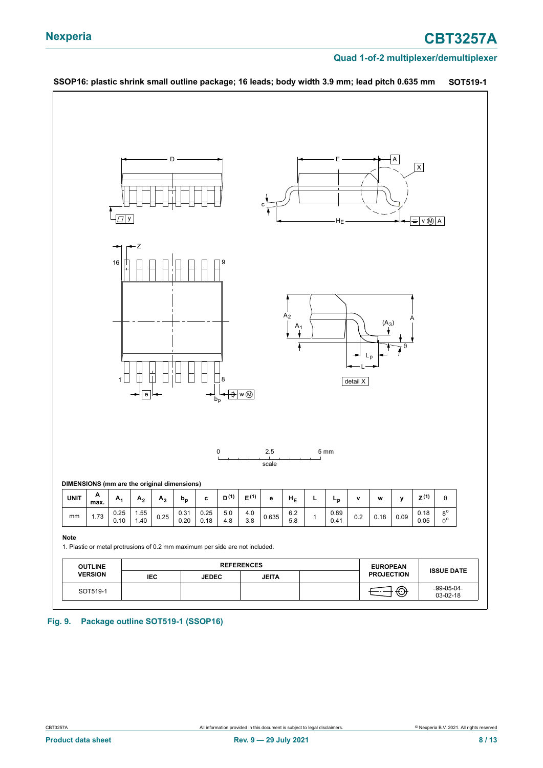SSOP16: plastic shrink small outline package; 16 leads; body width 3.9 mm; lead pitch 0.635 mm **SOT519-1**

D

E

A

X

c

y

$H_E$

v Ⓜ A

Z

16

9

$A_2$

$A_1$

$(A_3)$

A

θ

$L_p$

L

detail X

1

8

e

$b_p$

w Ⓜ

0 2.5 5 mm

scale

**DIMENSIONS (mm are the original dimensions)**

| UNIT | A max. | $A_1$ | $A_2$ | $A_3$ | $b_p$ | c | $D^{(1)}$ | $E^{(1)}$ | e | $H_E$ | L | $L_p$ | v | w | y | $Z^{(1)}$ | θ |
|---|---|---|---|---|---|---|---|---|---|---|---|---|---|---|---|---|---|
| mm | 1.73 | 0.25<br>0.10 | 1.55<br>1.40 | 0.25 | 0.31<br>0.20 | 0.25<br>0.18 | 5.0<br>4.8 | 4.0<br>3.8 | 0.635 | 6.2<br>5.8 | 1 | 0.89<br>0.41 | 0.2 | 0.18 | 0.09 | 0.18<br>0.05 | 8°<br>0° |

**Note**

1. Plastic or metal protrusions of 0.2 mm maximum per side are not included.

| OUTLINE VERSION | REFERENCES | | | | EUROPEAN PROJECTION | ISSUE DATE |
|---|---|---|---|---|---|---|
| | IEC | JEDEC | JEITA | | | |
| SOT519-1 | | | | | | ~~99-05-04~~<br>03-02-18 |

**Fig. 9. Package outline SOT519-1 (SSOP16)**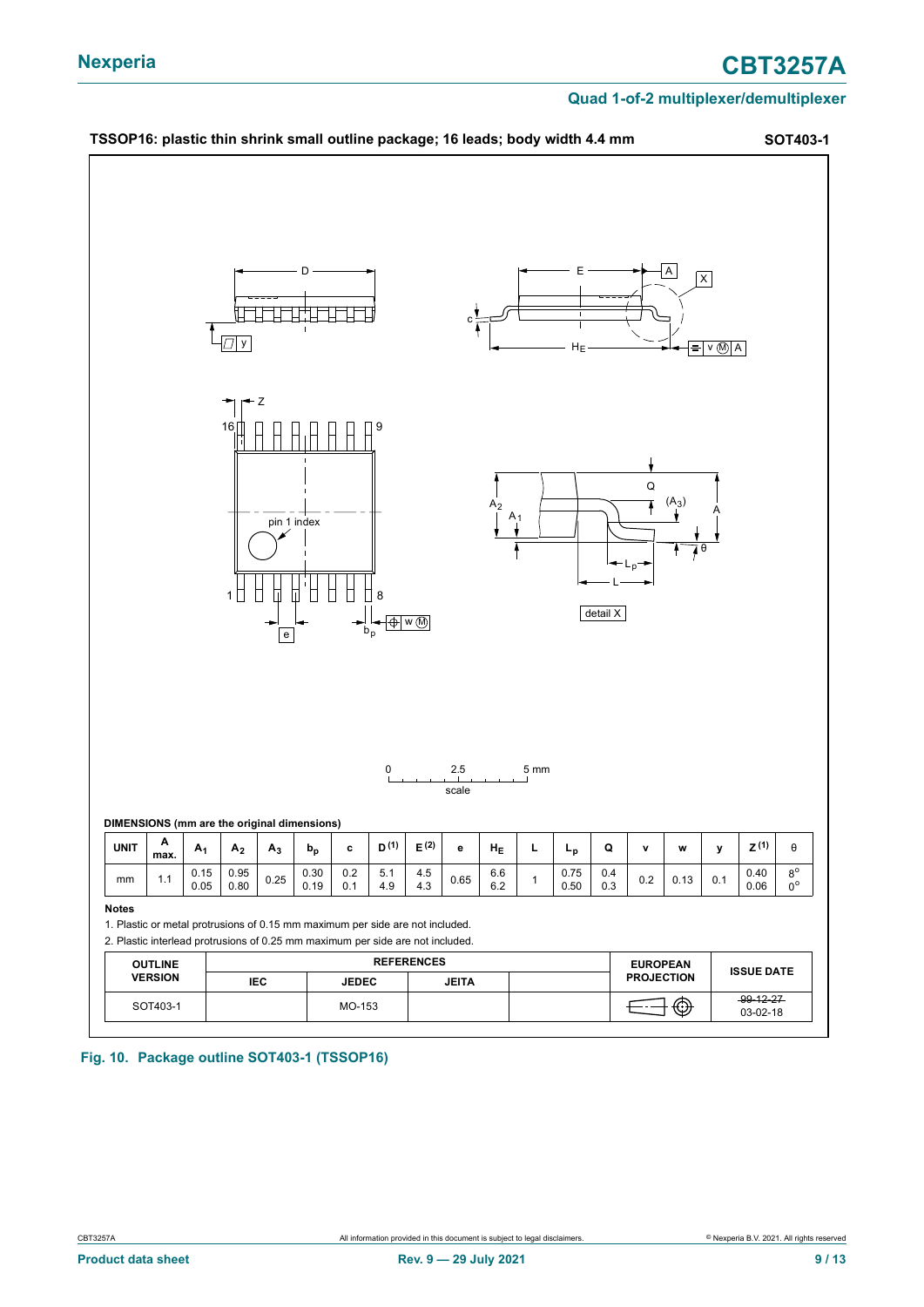**TSSOP16: plastic thin shrink small outline package; 16 leads; body width 4.4 mm** **SOT403-1**

**DIMENSIONS (mm are the original dimensions)**

| UNIT | A max. | $A_1$ | $A_2$ | $A_3$ | $b_p$ | c | D [1] | E [2] | e | $H_E$ | L | $L_p$ | Q | v | w | y | Z [1] | θ |
|---|---|---|---|---|---|---|---|---|---|---|---|---|---|---|---|---|---|---|
| mm | 1.1 | 0.15<br>0.05 | 0.95<br>0.80 | 0.25 | 0.30<br>0.19 | 0.2<br>0.1 | 5.1<br>4.9 | 4.5<br>4.3 | 0.65 | 6.6<br>6.2 | 1 | 0.75<br>0.50 | 0.4<br>0.3 | 0.2 | 0.13 | 0.1 | 0.40<br>0.06 | 8°<br>0° |

**Notes**

1. Plastic or metal protrusions of 0.15 mm maximum per side are not included.
2. Plastic interlead protrusions of 0.25 mm maximum per side are not included.

| OUTLINE VERSION | REFERENCES | | | | EUROPEAN PROJECTION | ISSUE DATE |
|---|---|---|---|---|---|---|
| | IEC | JEDEC | JEITA | | | |
| SOT403-1 | | MO-153 | | | | ~~99-12-27~~<br>03-02-18 |

**Fig. 10. Package outline SOT403-1 (TSSOP16)**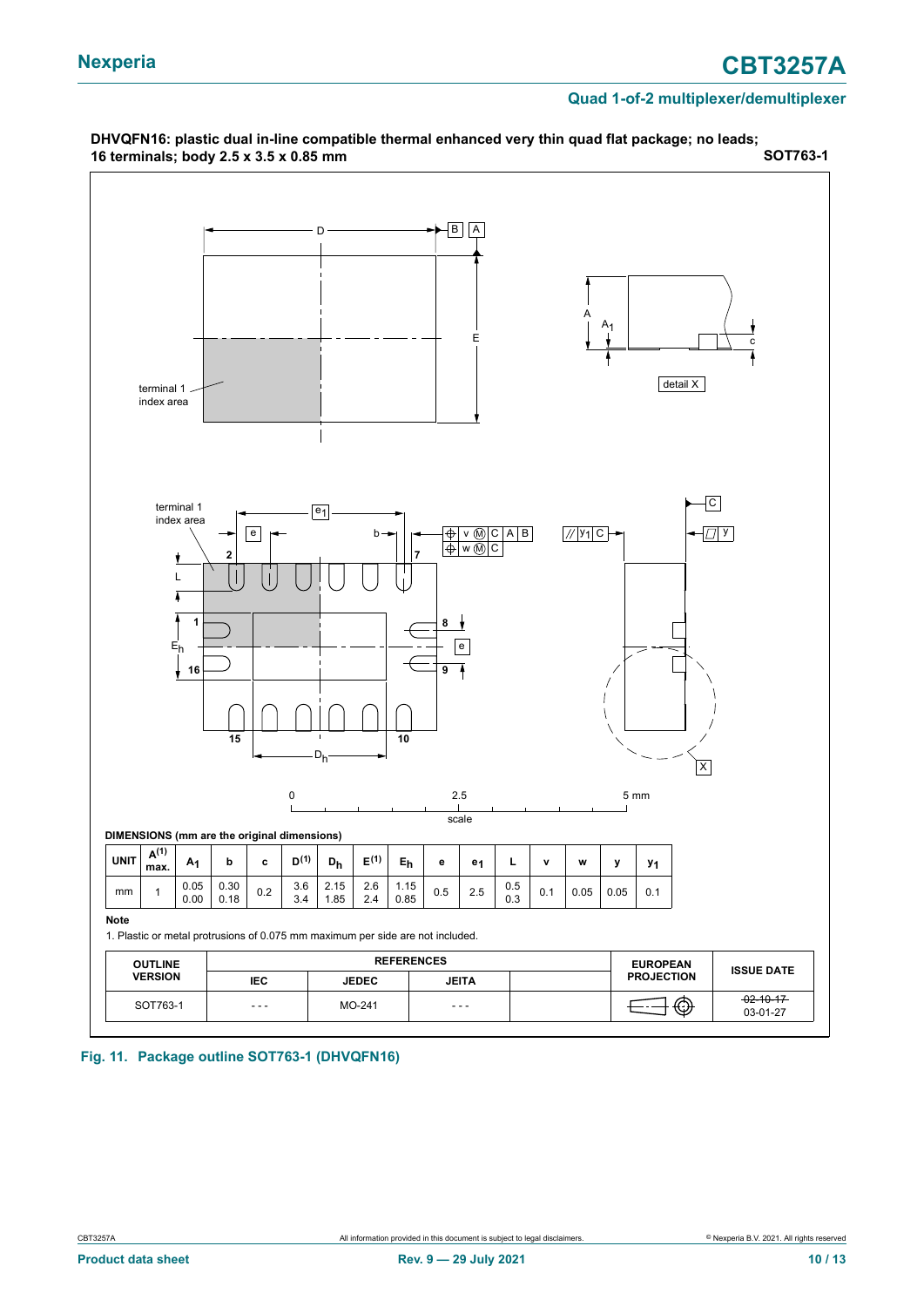**DHVQFN16: plastic dual in-line compatible thermal enhanced very thin quad flat package; no leads; 16 terminals; body 2.5 x 3.5 x 0.85 mm** **SOT763-1**

D
B A
E
A
$A_1$
c
detail X
terminal 1 index area

terminal 1 index area
$e_1$
e
b
v Ⓜ C A B
w Ⓜ C
// $y_1$ C
C
y
2
7
L
1
8
$E_h$
e
16
9
15
10
$D_h$
X

0
2.5
5 mm
scale

DIMENSIONS (mm are the original dimensions)

| UNIT | $A^{(1)}$ max. | $A_1$ | b | c | $D^{(1)}$ | $D_h$ | $E^{(1)}$ | $E_h$ | e | $e_1$ | L | v | w | y | $y_1$ |
|---|---|---|---|---|---|---|---|---|---|---|---|---|---|---|---|
| mm | 1 | 0.05<br>0.00 | 0.30<br>0.18 | 0.2 | 3.6<br>3.4 | 2.15<br>1.85 | 2.6<br>2.4 | 1.15<br>0.85 | 0.5 | 2.5 | 0.5<br>0.3 | 0.1 | 0.05 | 0.05 | 0.1 |

**Note**

1. Plastic or metal protrusions of 0.075 mm maximum per side are not included.

| OUTLINE VERSION | REFERENCES | | | | EUROPEAN PROJECTION | ISSUE DATE |
|---|---|---|---|---|---|---|
| | IEC | JEDEC | JEITA | | | |
| SOT763-1 | - - - | MO-241 | - - - | | | ~~02-10-17~~<br>03-01-27 |

**Fig. 11. Package outline SOT763-1 (DHVQFN16)**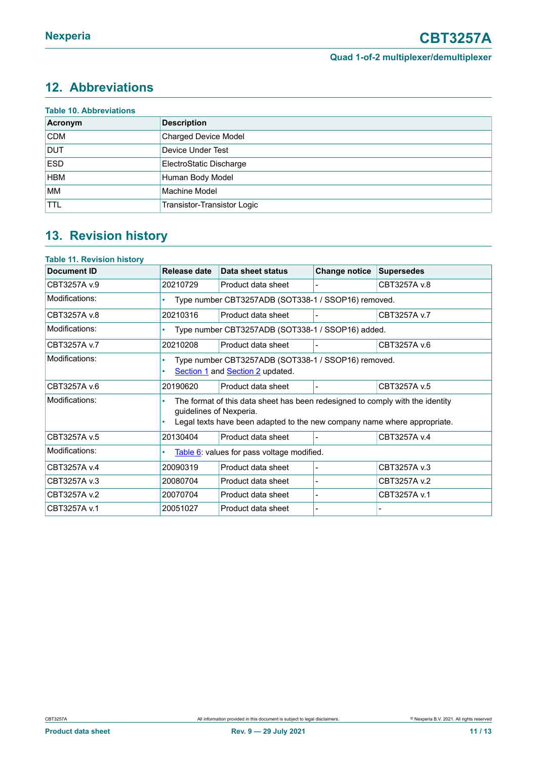## 12. Abbreviations

**Table 10. Abbreviations**

| Acronym | Description |
|---|---|
| CDM | Charged Device Model |
| DUT | Device Under Test |
| ESD | ElectroStatic Discharge |
| HBM | Human Body Model |
| MM | Machine Model |
| TTL | Transistor-Transistor Logic |

## 13. Revision history

**Table 11. Revision history**

| Document ID | Release date | Data sheet status | Change notice | Supersedes |
|---|---|---|---|---|
| CBT3257A v.9 | 20210729 | Product data sheet | - | CBT3257A v.8 |
| Modifications: | • Type number CBT3257ADB (SOT338-1 / SSOP16) removed. | | | |
| CBT3257A v.8 | 20210316 | Product data sheet | - | CBT3257A v.7 |
| Modifications: | • Type number CBT3257ADB (SOT338-1 / SSOP16) added. | | | |
| CBT3257A v.7 | 20210208 | Product data sheet | - | CBT3257A v.6 |
| Modifications: | • Type number CBT3257ADB (SOT338-1 / SSOP16) removed. • Section 1 and Section 2 updated. | | | |
| CBT3257A v.6 | 20190620 | Product data sheet | - | CBT3257A v.5 |
| Modifications: | • The format of this data sheet has been redesigned to comply with the identity guidelines of Nexperia. • Legal texts have been adapted to the new company name where appropriate. | | | |
| CBT3257A v.5 | 20130404 | Product data sheet | - | CBT3257A v.4 |
| Modifications: | • Table 6: values for pass voltage modified. | | | |
| CBT3257A v.4 | 20090319 | Product data sheet | - | CBT3257A v.3 |
| CBT3257A v.3 | 20080704 | Product data sheet | - | CBT3257A v.2 |
| CBT3257A v.2 | 20070704 | Product data sheet | - | CBT3257A v.1 |
| CBT3257A v.1 | 20051027 | Product data sheet | - | - |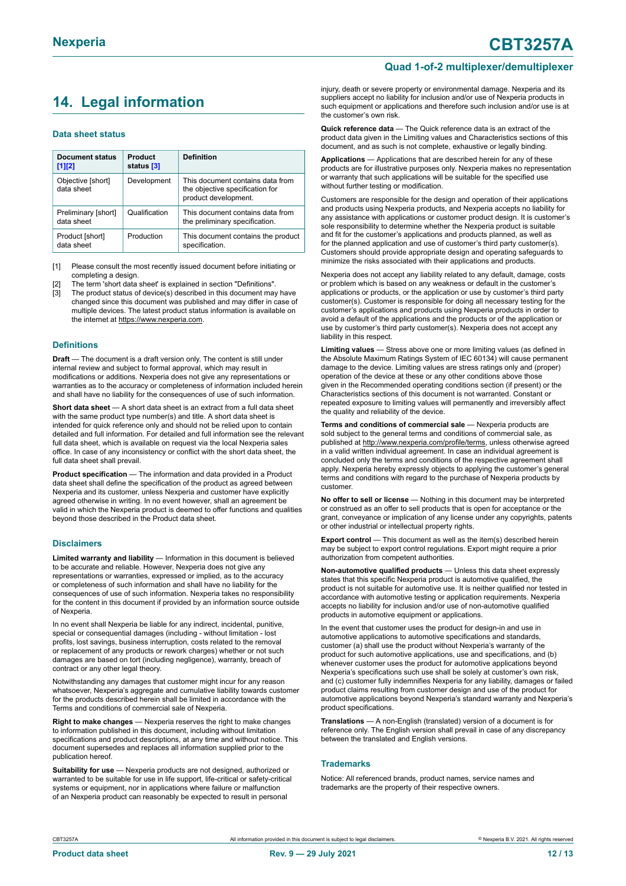# 14. Legal information

### Data sheet status

| Document status [1][2] | Product status [3] | Definition |
|---|---|---|
| Objective [short] data sheet | Development | This document contains data from the objective specification for product development. |
| Preliminary [short] data sheet | Qualification | This document contains data from the preliminary specification. |
| Product [short] data sheet | Production | This document contains the product specification. |

[1] Please consult the most recently issued document before initiating or completing a design.

[2] The term 'short data sheet' is explained in section "Definitions".

[3] The product status of device(s) described in this document may have changed since this document was published and may differ in case of multiple devices. The latest product status information is available on the internet at https://www.nexperia.com.

### Definitions

**Draft** — The document is a draft version only. The content is still under internal review and subject to formal approval, which may result in modifications or additions. Nexperia does not give any representations or warranties as to the accuracy or completeness of information included herein and shall have no liability for the consequences of use of such information.

**Short data sheet** — A short data sheet is an extract from a full data sheet with the same product type number(s) and title. A short data sheet is intended for quick reference only and should not be relied upon to contain detailed and full information. For detailed and full information see the relevant full data sheet, which is available on request via the local Nexperia sales office. In case of any inconsistency or conflict with the short data sheet, the full data sheet shall prevail.

**Product specification** — The information and data provided in a Product data sheet shall define the specification of the product as agreed between Nexperia and its customer, unless Nexperia and customer have explicitly agreed otherwise in writing. In no event however, shall an agreement be valid in which the Nexperia product is deemed to offer functions and qualities beyond those described in the Product data sheet.

### Disclaimers

**Limited warranty and liability** — Information in this document is believed to be accurate and reliable. However, Nexperia does not give any representations or warranties, expressed or implied, as to the accuracy or completeness of such information and shall have no liability for the consequences of use of such information. Nexperia takes no responsibility for the content in this document if provided by an information source outside of Nexperia.

In no event shall Nexperia be liable for any indirect, incidental, punitive, special or consequential damages (including - without limitation - lost profits, lost savings, business interruption, costs related to the removal or replacement of any products or rework charges) whether or not such damages are based on tort (including negligence), warranty, breach of contract or any other legal theory.

Notwithstanding any damages that customer might incur for any reason whatsoever, Nexperia's aggregate and cumulative liability towards customer for the products described herein shall be limited in accordance with the Terms and conditions of commercial sale of Nexperia.

**Right to make changes** — Nexperia reserves the right to make changes to information published in this document, including without limitation specifications and product descriptions, at any time and without notice. This document supersedes and replaces all information supplied prior to the publication hereof.

**Suitability for use** — Nexperia products are not designed, authorized or warranted to be suitable for use in life support, life-critical or safety-critical systems or equipment, nor in applications where failure or malfunction of an Nexperia product can reasonably be expected to result in personal injury, death or severe property or environmental damage. Nexperia and its suppliers accept no liability for inclusion and/or use of Nexperia products in such equipment or applications and therefore such inclusion and/or use is at the customer's own risk.

**Quick reference data** — The Quick reference data is an extract of the product data given in the Limiting values and Characteristics sections of this document, and as such is not complete, exhaustive or legally binding.

**Applications** — Applications that are described herein for any of these products are for illustrative purposes only. Nexperia makes no representation or warranty that such applications will be suitable for the specified use without further testing or modification.

Customers are responsible for the design and operation of their applications and products using Nexperia products, and Nexperia accepts no liability for any assistance with applications or customer product design. It is customer's sole responsibility to determine whether the Nexperia product is suitable and fit for the customer's applications and products planned, as well as for the planned application and use of customer's third party customer(s). Customers should provide appropriate design and operating safeguards to minimize the risks associated with their applications and products.

Nexperia does not accept any liability related to any default, damage, costs or problem which is based on any weakness or default in the customer's applications or products, or the application or use by customer's third party customer(s). Customer is responsible for doing all necessary testing for the customer's applications and products using Nexperia products in order to avoid a default of the applications and the products or of the application or use by customer's third party customer(s). Nexperia does not accept any liability in this respect.

**Limiting values** — Stress above one or more limiting values (as defined in the Absolute Maximum Ratings System of IEC 60134) will cause permanent damage to the device. Limiting values are stress ratings only and (proper) operation of the device at these or any other conditions above those given in the Recommended operating conditions section (if present) or the Characteristics sections of this document is not warranted. Constant or repeated exposure to limiting values will permanently and irreversibly affect the quality and reliability of the device.

**Terms and conditions of commercial sale** — Nexperia products are sold subject to the general terms and conditions of commercial sale, as published at http://www.nexperia.com/profile/terms, unless otherwise agreed in a valid written individual agreement. In case an individual agreement is concluded only the terms and conditions of the respective agreement shall apply. Nexperia hereby expressly objects to applying the customer's general terms and conditions with regard to the purchase of Nexperia products by customer.

**No offer to sell or license** — Nothing in this document may be interpreted or construed as an offer to sell products that is open for acceptance or the grant, conveyance or implication of any license under any copyrights, patents or other industrial or intellectual property rights.

**Export control** — This document as well as the item(s) described herein may be subject to export control regulations. Export might require a prior authorization from competent authorities.

**Non-automotive qualified products** — Unless this data sheet expressly states that this specific Nexperia product is automotive qualified, the product is not suitable for automotive use. It is neither qualified nor tested in accordance with automotive testing or application requirements. Nexperia accepts no liability for inclusion and/or use of non-automotive qualified products in automotive equipment or applications.

In the event that customer uses the product for design-in and use in automotive applications to automotive specifications and standards, customer (a) shall use the product without Nexperia's warranty of the product for such automotive applications, use and specifications, and (b) whenever customer uses the product for automotive applications beyond Nexperia's specifications such use shall be solely at customer's own risk, and (c) customer fully indemnifies Nexperia for any liability, damages or failed product claims resulting from customer design and use of the product for automotive applications beyond Nexperia's standard warranty and Nexperia's product specifications.

**Translations** — A non-English (translated) version of a document is for reference only. The English version shall prevail in case of any discrepancy between the translated and English versions.

### Trademarks

Notice: All referenced brands, product names, service names and trademarks are the property of their respective owners.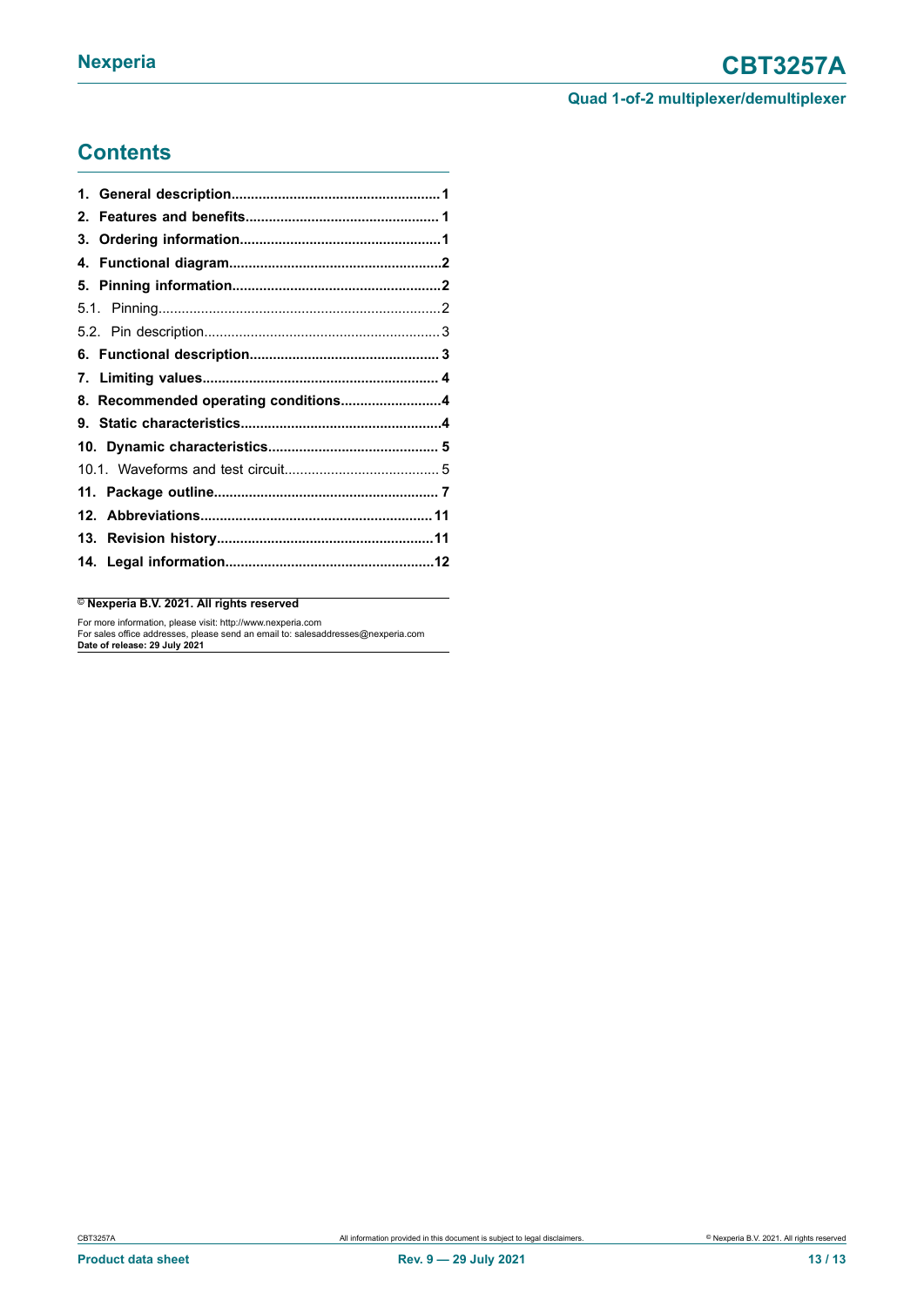## Contents

1. **General description** ... 1
2. **Features and benefits** ... 1
3. **Ordering information** ... 1
4. **Functional diagram** ... 2
5. **Pinning information** ... 2
   - 5.1. Pinning ... 2
   - 5.2. Pin description ... 3
6. **Functional description** ... 3
7. **Limiting values** ... 4
8. **Recommended operating conditions** ... 4
9. **Static characteristics** ... 4
10. **Dynamic characteristics** ... 5
    - 10.1. Waveforms and test circuit ... 5
11. **Package outline** ... 7
12. **Abbreviations** ... 11
13. **Revision history** ... 11
14. **Legal information** ... 12

**© Nexperia B.V. 2021. All rights reserved**

For more information, please visit: http://www.nexperia.com
For sales office addresses, please send an email to: salesaddresses@nexperia.com
**Date of release: 29 July 2021**